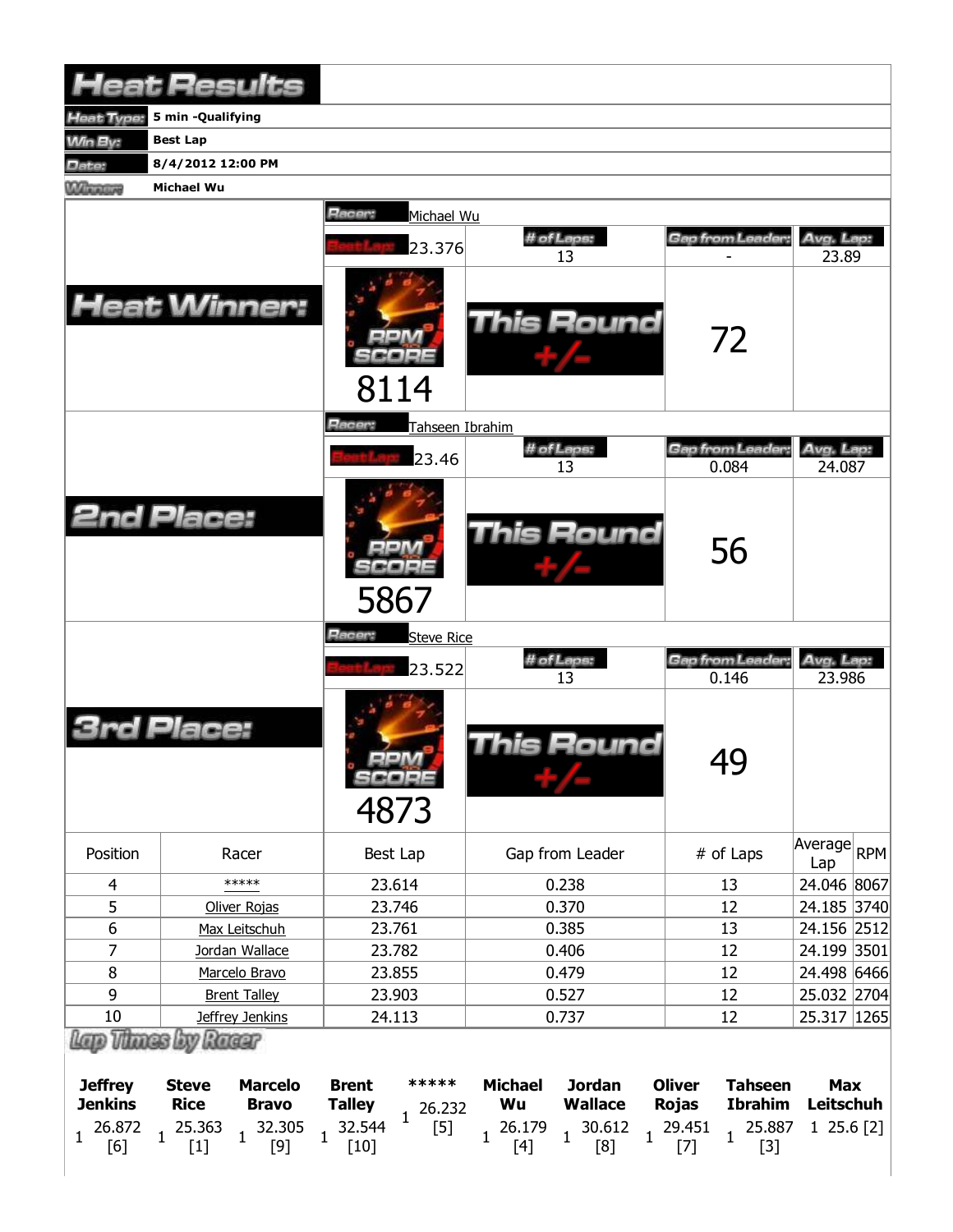# Heat Results

| | |
|---|---|
| Heat Type: | 5 min -Qualifying |
| Win By: | Best Lap |
| Date: | 8/4/2012 12:00 PM |
| Winner: | Michael Wu |

## Heat Winner:

Racer: Michael Wu

| Best Lap | # of Laps | Gap from Leader | Avg. Lap |
|---|---|---|---|
| 23.376 | 13 | - | 23.89 |

RPM SCORE: 8114

This Round +/-: 72

## 2nd Place:

Racer: Tahseen Ibrahim

| Best Lap | # of Laps | Gap from Leader | Avg. Lap |
|---|---|---|---|
| 23.46 | 13 | 0.084 | 24.087 |

RPM SCORE: 5867

This Round +/-: 56

## 3rd Place:

Racer: Steve Rice

| Best Lap | # of Laps | Gap from Leader | Avg. Lap |
|---|---|---|---|
| 23.522 | 13 | 0.146 | 23.986 |

RPM SCORE: 4873

This Round +/-: 49

| Position | Racer | Best Lap | Gap from Leader | # of Laps | Average Lap | RPM |
|---|---|---|---|---|---|---|
| 4 | ***** | 23.614 | 0.238 | 13 | 24.046 | 8067 |
| 5 | Oliver Rojas | 23.746 | 0.370 | 12 | 24.185 | 3740 |
| 6 | Max Leitschuh | 23.761 | 0.385 | 13 | 24.156 | 2512 |
| 7 | Jordan Wallace | 23.782 | 0.406 | 12 | 24.199 | 3501 |
| 8 | Marcelo Bravo | 23.855 | 0.479 | 12 | 24.498 | 6466 |
| 9 | Brent Talley | 23.903 | 0.527 | 12 | 25.032 | 2704 |
| 10 | Jeffrey Jenkins | 24.113 | 0.737 | 12 | 25.317 | 1265 |

## Lap Times by Racer

| Jeffrey Jenkins | Steve Rice | Marcelo Bravo | Brent Talley | ***** | Michael Wu | Jordan Wallace | Oliver Rojas | Tahseen Ibrahim | Max Leitschuh |
|---|---|---|---|---|---|---|---|---|---|
| 1 26.872 [6] | 1 25.363 [1] | 1 32.305 [9] | 1 32.544 [10] | 1 26.232 [5] | 1 26.179 [4] | 1 30.612 [8] | 1 29.451 [7] | 1 25.887 [3] | 1 25.6 [2] |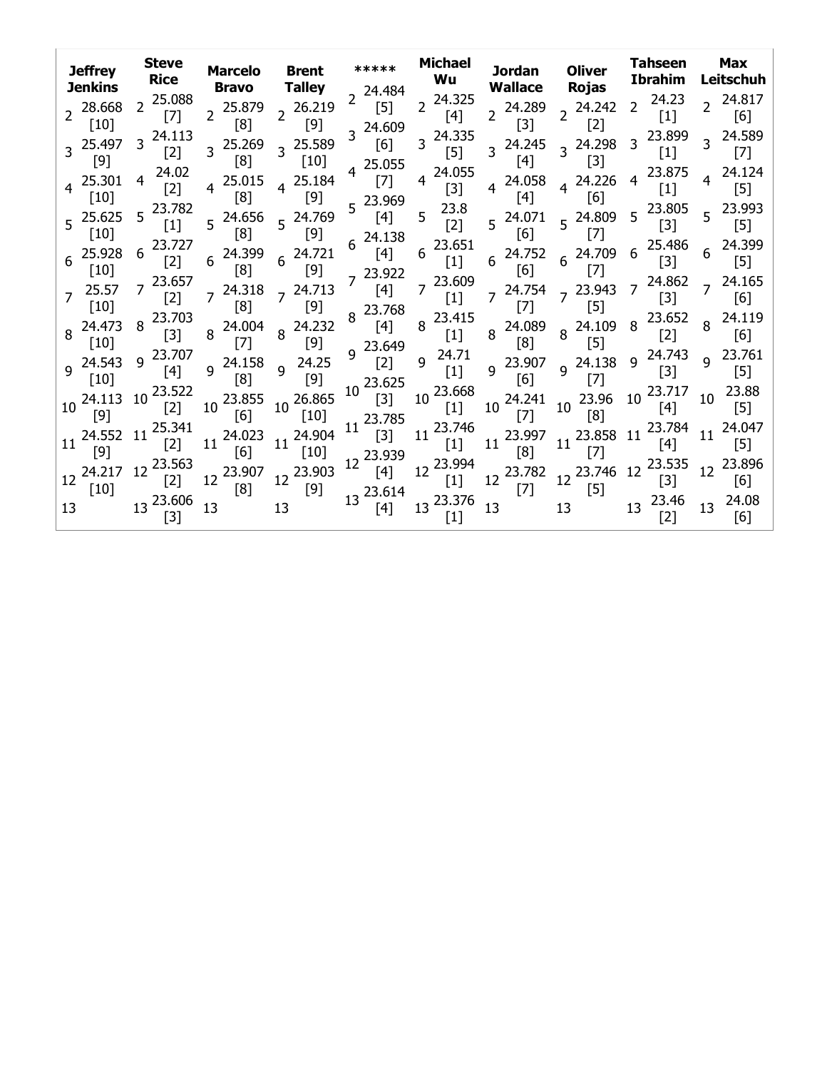| Jeffrey Jenkins | | Steve Rice | | Marcelo Bravo | | Brent Talley | | ***** | | Michael Wu | | Jordan Wallace | | Oliver Rojas | | Tahseen Ibrahim | | Max Leitschuh | |
|---|---|---|---|---|---|---|---|---|---|---|---|---|---|---|---|---|---|---|---|
| 2 | 28.668 [10] | 2 | 25.088 [7] | 2 | 25.879 [8] | 2 | 26.219 [9] | 2 | 24.484 [5] | 2 | 24.325 [4] | 2 | 24.289 [3] | 2 | 24.242 [2] | 2 | 24.23 [1] | 2 | 24.817 [6] |
| 3 | 25.497 [9] | 3 | 24.113 [2] | 3 | 25.269 [8] | 3 | 25.589 [10] | 3 | 24.609 [6] | 3 | 24.335 [5] | 3 | 24.245 [4] | 3 | 24.298 [3] | 3 | 23.899 [1] | 3 | 24.589 [7] |
| 4 | 25.301 [10] | 4 | 24.02 [2] | 4 | 25.015 [8] | 4 | 25.184 [9] | 4 | 25.055 [7] | 4 | 24.055 [3] | 4 | 24.058 [4] | 4 | 24.226 [6] | 4 | 23.875 [1] | 4 | 24.124 [5] |
| 5 | 25.625 [10] | 5 | 23.782 [1] | 5 | 24.656 [8] | 5 | 24.769 [9] | 5 | 23.969 [4] | 5 | 23.8 [2] | 5 | 24.071 [6] | 5 | 24.809 [7] | 5 | 23.805 [3] | 5 | 23.993 [5] |
| 6 | 25.928 [10] | 6 | 23.727 [2] | 6 | 24.399 [8] | 6 | 24.721 [9] | 6 | 24.138 [4] | 6 | 23.651 [1] | 6 | 24.752 [6] | 6 | 24.709 [7] | 6 | 25.486 [3] | 6 | 24.399 [5] |
| 7 | 25.57 [10] | 7 | 23.657 [2] | 7 | 24.318 [8] | 7 | 24.713 [9] | 7 | 23.922 [4] | 7 | 23.609 [1] | 7 | 24.754 [7] | 7 | 23.943 [5] | 7 | 24.862 [3] | 7 | 24.165 [6] |
| 8 | 24.473 [10] | 8 | 23.703 [3] | 8 | 24.004 [7] | 8 | 24.232 [9] | 8 | 23.768 [4] | 8 | 23.415 [1] | 8 | 24.089 [8] | 8 | 24.109 [5] | 8 | 23.652 [2] | 8 | 24.119 [6] |
| 9 | 24.543 [10] | 9 | 23.707 [4] | 9 | 24.158 [8] | 9 | 24.25 [9] | 9 | 23.649 [2] | 9 | 24.71 [1] | 9 | 23.907 [6] | 9 | 24.138 [7] | 9 | 24.743 [3] | 9 | 23.761 [5] |
| 10 | 24.113 [9] | 10 | 23.522 [2] | 10 | 23.855 [6] | 10 | 26.865 [10] | 10 | 23.625 [3] | 10 | 23.668 [1] | 10 | 24.241 [7] | 10 | 23.96 [8] | 10 | 23.717 [4] | 10 | 23.88 [5] |
| 11 | 24.552 [9] | 11 | 25.341 [2] | 11 | 24.023 [6] | 11 | 24.904 [10] | 11 | 23.785 [3] | 11 | 23.746 [1] | 11 | 23.997 [8] | 11 | 23.858 [7] | 11 | 23.784 [4] | 11 | 24.047 [5] |
| 12 | 24.217 [10] | 12 | 23.563 [2] | 12 | 23.907 [8] | 12 | 23.903 [9] | 12 | 23.939 [4] | 12 | 23.994 [1] | 12 | 23.782 [7] | 12 | 23.746 [5] | 12 | 23.535 [3] | 12 | 23.896 [6] |
| 13 | | 13 | 23.606 [3] | 13 | | 13 | | 13 | 23.614 [4] | 13 | 23.376 [1] | 13 | | 13 | | 13 | 23.46 [2] | 13 | 24.08 [6] |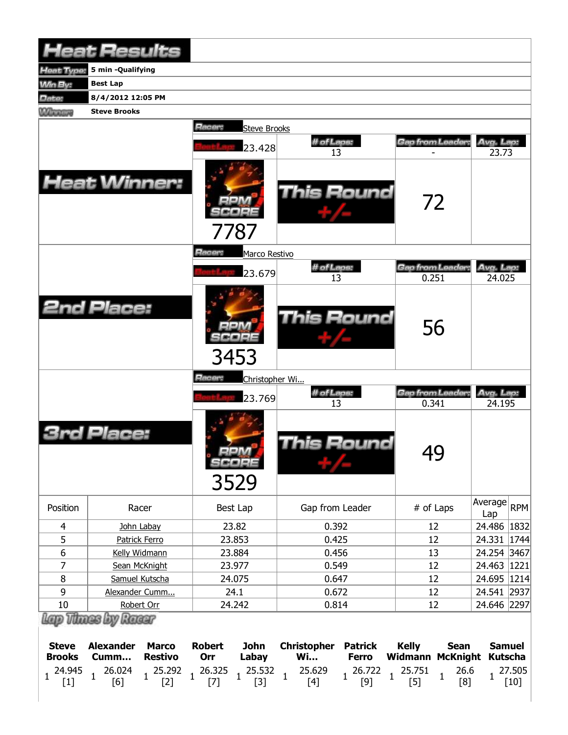# Heat Results

| | |
|---|---|
| Heat Type: | 5 min -Qualifying |
| Win By: | Best Lap |
| Date: | 8/4/2012 12:05 PM |
| Winner: | Steve Brooks |

## Heat Winner:

Racer: Steve Brooks

| Best Lap: | # of Laps: | Gap from Leader: | Avg. Lap: |
|---|---|---|---|
| 23.428 | 13 | - | 23.73 |

RPM SCORE: 7787

This Round +/-: 72

## 2nd Place:

Racer: Marco Restivo

| Best Lap: | # of Laps: | Gap from Leader: | Avg. Lap: |
|---|---|---|---|
| 23.679 | 13 | 0.251 | 24.025 |

RPM SCORE: 3453

This Round +/-: 56

## 3rd Place:

Racer: Christopher Wi...

| Best Lap: | # of Laps: | Gap from Leader: | Avg. Lap: |
|---|---|---|---|
| 23.769 | 13 | 0.341 | 24.195 |

RPM SCORE: 3529

This Round +/-: 49

| Position | Racer | Best Lap | Gap from Leader | # of Laps | Average Lap | RPM |
|---|---|---|---|---|---|---|
| 4 | John Labay | 23.82 | 0.392 | 12 | 24.486 | 1832 |
| 5 | Patrick Ferro | 23.853 | 0.425 | 12 | 24.331 | 1744 |
| 6 | Kelly Widmann | 23.884 | 0.456 | 13 | 24.254 | 3467 |
| 7 | Sean McKnight | 23.977 | 0.549 | 12 | 24.463 | 1221 |
| 8 | Samuel Kutscha | 24.075 | 0.647 | 12 | 24.695 | 1214 |
| 9 | Alexander Cumm... | 24.1 | 0.672 | 12 | 24.541 | 2937 |
| 10 | Robert Orr | 24.242 | 0.814 | 12 | 24.646 | 2297 |

## Lap Times by Racer

| Lap | Steve Brooks | Alexander Cumm... | Marco Restivo | Robert Orr | John Labay | Christopher Wi... | Patrick Ferro | Kelly Widmann | Sean McKnight | Samuel Kutscha |
|---|---|---|---|---|---|---|---|---|---|---|
| 1 | 24.945 [1] | 26.024 [6] | 25.292 [2] | 26.325 [7] | 25.532 [3] | 25.629 [4] | 26.722 [9] | 25.751 [5] | 26.6 [8] | 27.505 [10] |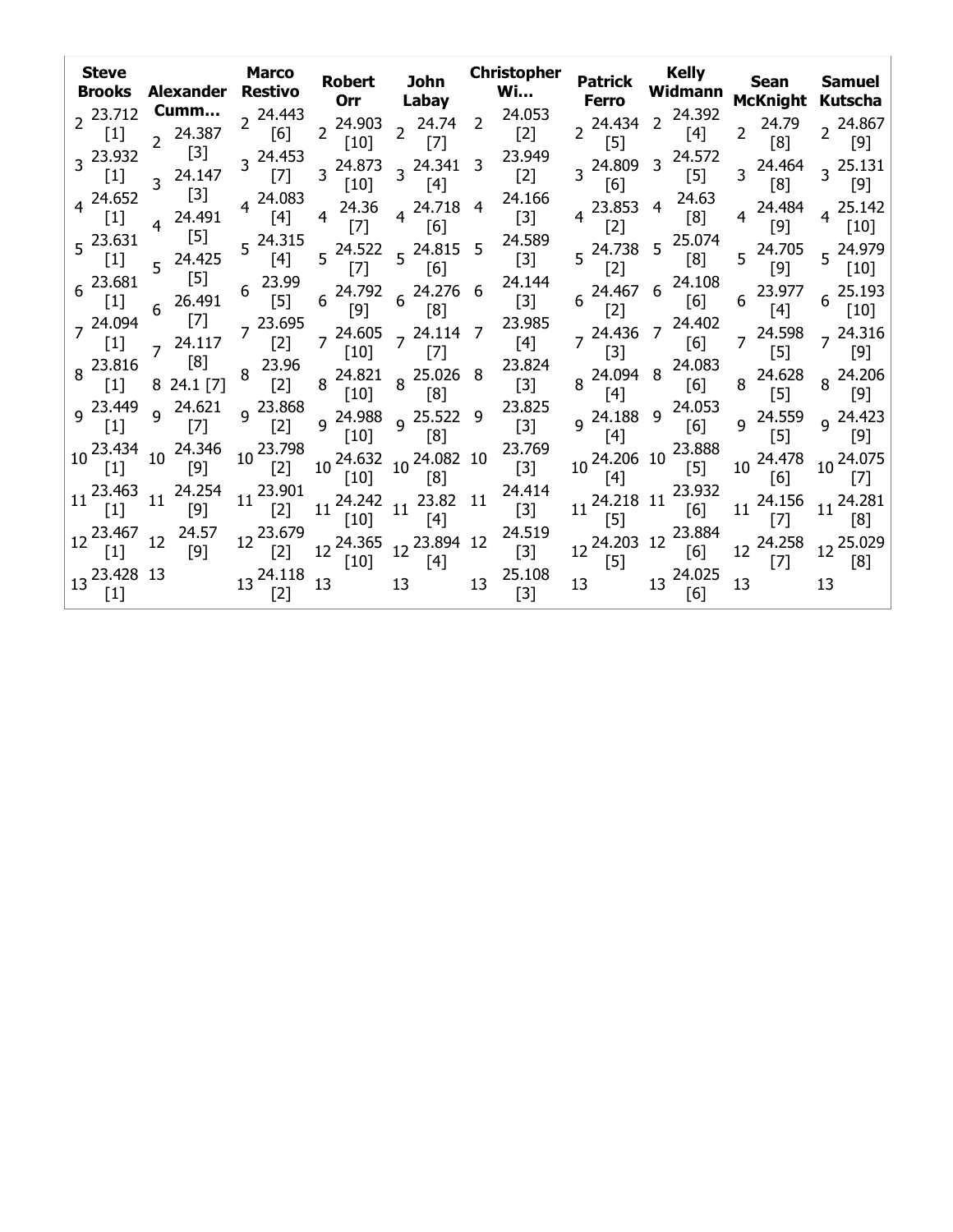| Steve Brooks | Alexander Cumm… | Marco Restivo | Robert Orr | John Labay | Christopher Wi… | Patrick Ferro | Kelly Widmann | Sean McKnight | Samuel Kutscha |
|---|---|---|---|---|---|---|---|---|---|
| 2 23.712 [1] | 2 24.387 [3] | 2 24.443 [6] | 2 24.903 [10] | 2 24.74 [7] | 2 24.053 [2] | 2 24.434 [5] | 2 24.392 [4] | 2 24.79 [8] | 2 24.867 [9] |
| 3 23.932 [1] | 3 24.147 [3] | 3 24.453 [7] | 3 24.873 [10] | 3 24.341 [4] | 3 23.949 [2] | 3 24.809 [6] | 3 24.572 [5] | 3 24.464 [8] | 3 25.131 [9] |
| 4 24.652 [1] | 4 24.491 [5] | 4 24.083 [4] | 4 24.36 [7] | 4 24.718 [6] | 4 24.166 [3] | 4 23.853 [2] | 4 24.63 [8] | 4 24.484 [9] | 4 25.142 [10] |
| 5 23.631 [1] | 5 24.425 [5] | 5 24.315 [4] | 5 24.522 [7] | 5 24.815 [6] | 5 24.589 [3] | 5 24.738 [2] | 5 25.074 [8] | 5 24.705 [9] | 5 24.979 [10] |
| 6 23.681 [1] | 6 26.491 [7] | 6 23.99 [5] | 6 24.792 [9] | 6 24.276 [8] | 6 24.144 [3] | 6 24.467 [2] | 6 24.108 [6] | 6 23.977 [4] | 6 25.193 [10] |
| 7 24.094 [1] | 7 24.117 [8] | 7 23.695 [2] | 7 24.605 [10] | 7 24.114 [7] | 7 23.985 [4] | 7 24.436 [3] | 7 24.402 [6] | 7 24.598 [5] | 7 24.316 [9] |
| 8 23.816 [1] | 8 24.1 [7] | 8 23.96 [2] | 8 24.821 [10] | 8 25.026 [8] | 8 23.824 [3] | 8 24.094 [4] | 8 24.083 [6] | 8 24.628 [5] | 8 24.206 [9] |
| 9 23.449 [1] | 9 24.621 [7] | 9 23.868 [2] | 9 24.988 [10] | 9 25.522 [8] | 9 23.825 [3] | 9 24.188 [4] | 9 24.053 [6] | 9 24.559 [5] | 9 24.423 [9] |
| 10 23.434 [1] | 10 24.346 [9] | 10 23.798 [2] | 10 24.632 [10] | 10 24.082 [8] | 10 23.769 [3] | 10 24.206 [4] | 10 23.888 [5] | 10 24.478 [6] | 10 24.075 [7] |
| 11 23.463 [1] | 11 24.254 [9] | 11 23.901 [2] | 11 24.242 [10] | 11 23.82 [4] | 11 24.414 [3] | 11 24.218 [5] | 11 23.932 [6] | 11 24.156 [7] | 11 24.281 [8] |
| 12 23.467 [1] | 12 24.57 [9] | 12 23.679 [2] | 12 24.365 [10] | 12 23.894 [4] | 12 24.519 [3] | 12 24.203 [5] | 12 23.884 [6] | 12 24.258 [7] | 12 25.029 [8] |
| 13 23.428 [1] | 13 | 13 24.118 [2] | 13 | 13 | 13 25.108 [3] | 13 | 13 24.025 [6] | 13 | 13 |